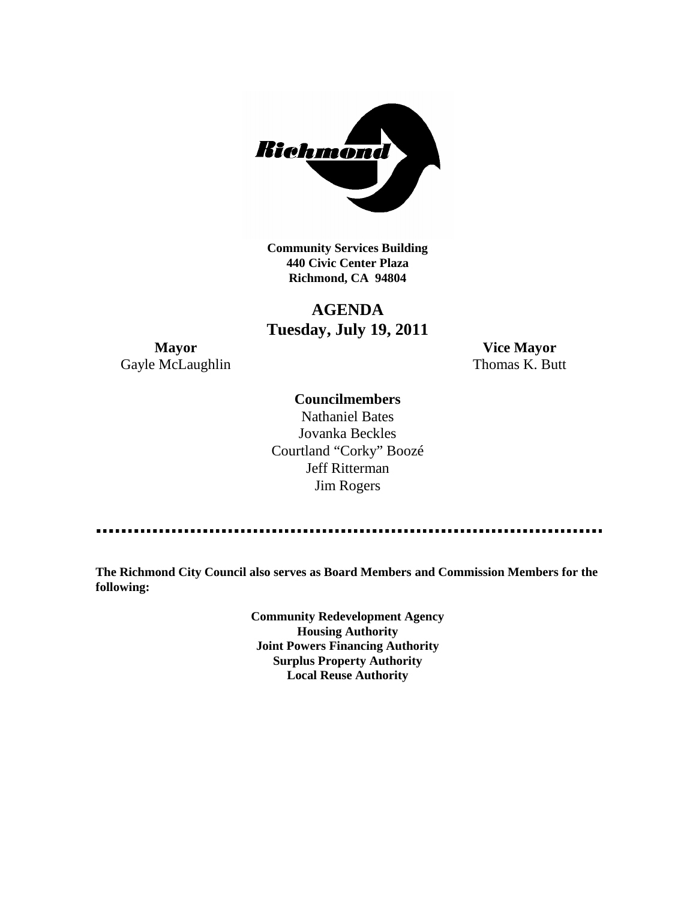**Community Services Building**
**440 Civic Center Plaza**
**Richmond, CA 94804**

# AGENDA
## Tuesday, July 19, 2011

**Mayor**
Gayle McLaughlin

**Vice Mayor**
Thomas K. Butt

**Councilmembers**

Nathaniel Bates
Jovanka Beckles
Courtland "Corky" Boozé
Jeff Ritterman
Jim Rogers

**The Richmond City Council also serves as Board Members and Commission Members for the following:**

**Community Redevelopment Agency**
**Housing Authority**
**Joint Powers Financing Authority**
**Surplus Property Authority**
**Local Reuse Authority**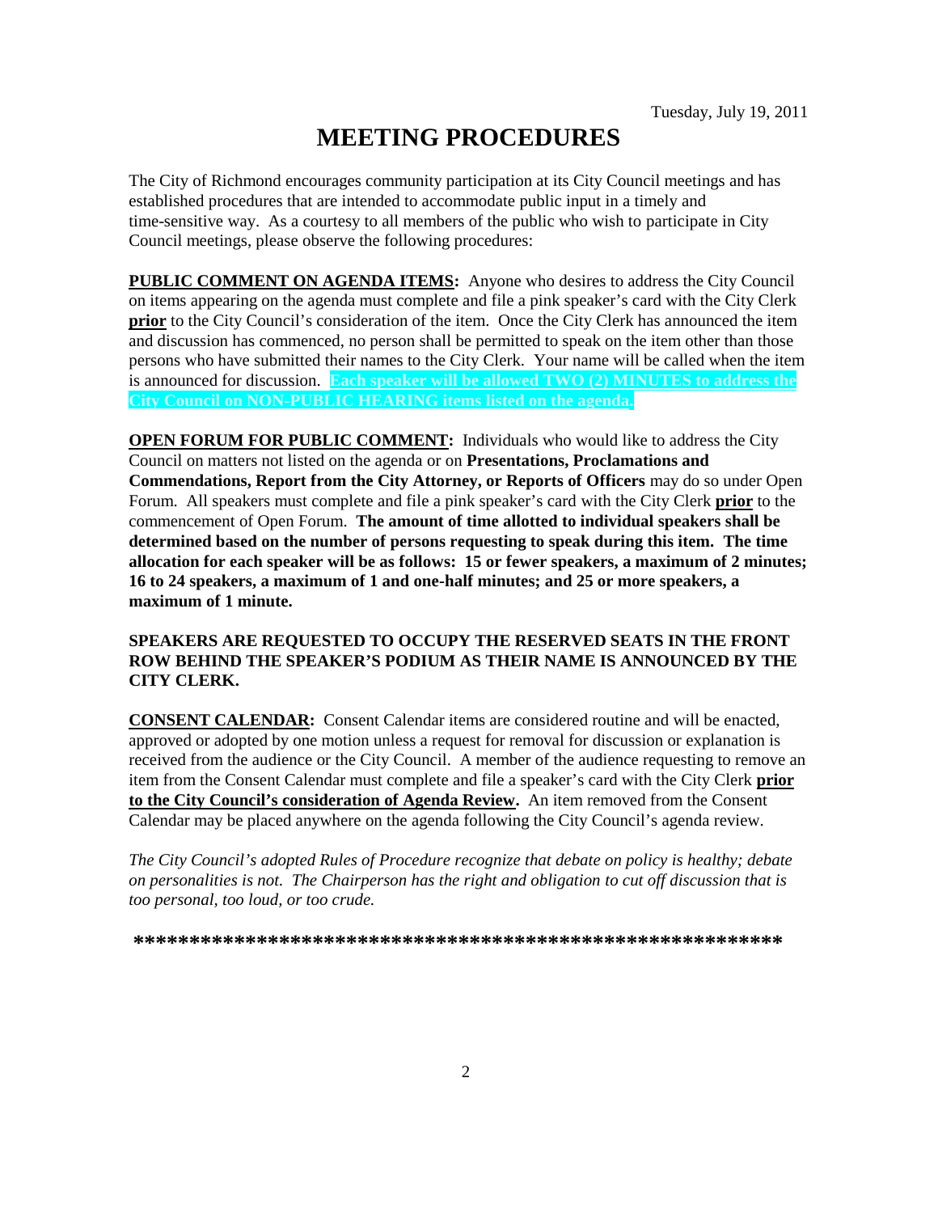Tuesday, July 19, 2011

# MEETING PROCEDURES

The City of Richmond encourages community participation at its City Council meetings and has established procedures that are intended to accommodate public input in a timely and time-sensitive way. As a courtesy to all members of the public who wish to participate in City Council meetings, please observe the following procedures:

**PUBLIC COMMENT ON AGENDA ITEMS:** Anyone who desires to address the City Council on items appearing on the agenda must complete and file a pink speaker's card with the City Clerk **prior** to the City Council's consideration of the item. Once the City Clerk has announced the item and discussion has commenced, no person shall be permitted to speak on the item other than those persons who have submitted their names to the City Clerk. Your name will be called when the item is announced for discussion. **Each speaker will be allowed TWO (2) MINUTES to address the City Council on NON-PUBLIC HEARING items listed on the agenda.**

**OPEN FORUM FOR PUBLIC COMMENT:** Individuals who would like to address the City Council on matters not listed on the agenda or on **Presentations, Proclamations and Commendations, Report from the City Attorney, or Reports of Officers** may do so under Open Forum. All speakers must complete and file a pink speaker's card with the City Clerk **prior** to the commencement of Open Forum. **The amount of time allotted to individual speakers shall be determined based on the number of persons requesting to speak during this item. The time allocation for each speaker will be as follows: 15 or fewer speakers, a maximum of 2 minutes; 16 to 24 speakers, a maximum of 1 and one-half minutes; and 25 or more speakers, a maximum of 1 minute.**

**SPEAKERS ARE REQUESTED TO OCCUPY THE RESERVED SEATS IN THE FRONT ROW BEHIND THE SPEAKER'S PODIUM AS THEIR NAME IS ANNOUNCED BY THE CITY CLERK.**

**CONSENT CALENDAR:** Consent Calendar items are considered routine and will be enacted, approved or adopted by one motion unless a request for removal for discussion or explanation is received from the audience or the City Council. A member of the audience requesting to remove an item from the Consent Calendar must complete and file a speaker's card with the City Clerk **prior to the City Council's consideration of Agenda Review.** An item removed from the Consent Calendar may be placed anywhere on the agenda following the City Council's agenda review.

*The City Council's adopted Rules of Procedure recognize that debate on policy is healthy; debate on personalities is not. The Chairperson has the right and obligation to cut off discussion that is too personal, too loud, or too crude.*

**************************************************************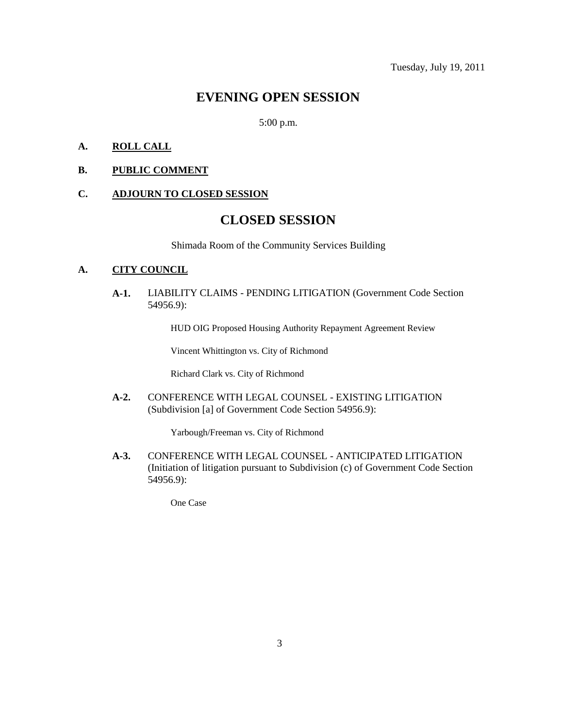Tuesday, July 19, 2011

# EVENING OPEN SESSION

5:00 p.m.

**A. ROLL CALL**

**B. PUBLIC COMMENT**

**C. ADJOURN TO CLOSED SESSION**

# CLOSED SESSION

Shimada Room of the Community Services Building

**A. CITY COUNCIL**

**A-1.** LIABILITY CLAIMS - PENDING LITIGATION (Government Code Section 54956.9):

HUD OIG Proposed Housing Authority Repayment Agreement Review

Vincent Whittington vs. City of Richmond

Richard Clark vs. City of Richmond

**A-2.** CONFERENCE WITH LEGAL COUNSEL - EXISTING LITIGATION (Subdivision [a] of Government Code Section 54956.9):

Yarbough/Freeman vs. City of Richmond

**A-3.** CONFERENCE WITH LEGAL COUNSEL - ANTICIPATED LITIGATION (Initiation of litigation pursuant to Subdivision (c) of Government Code Section 54956.9):

One Case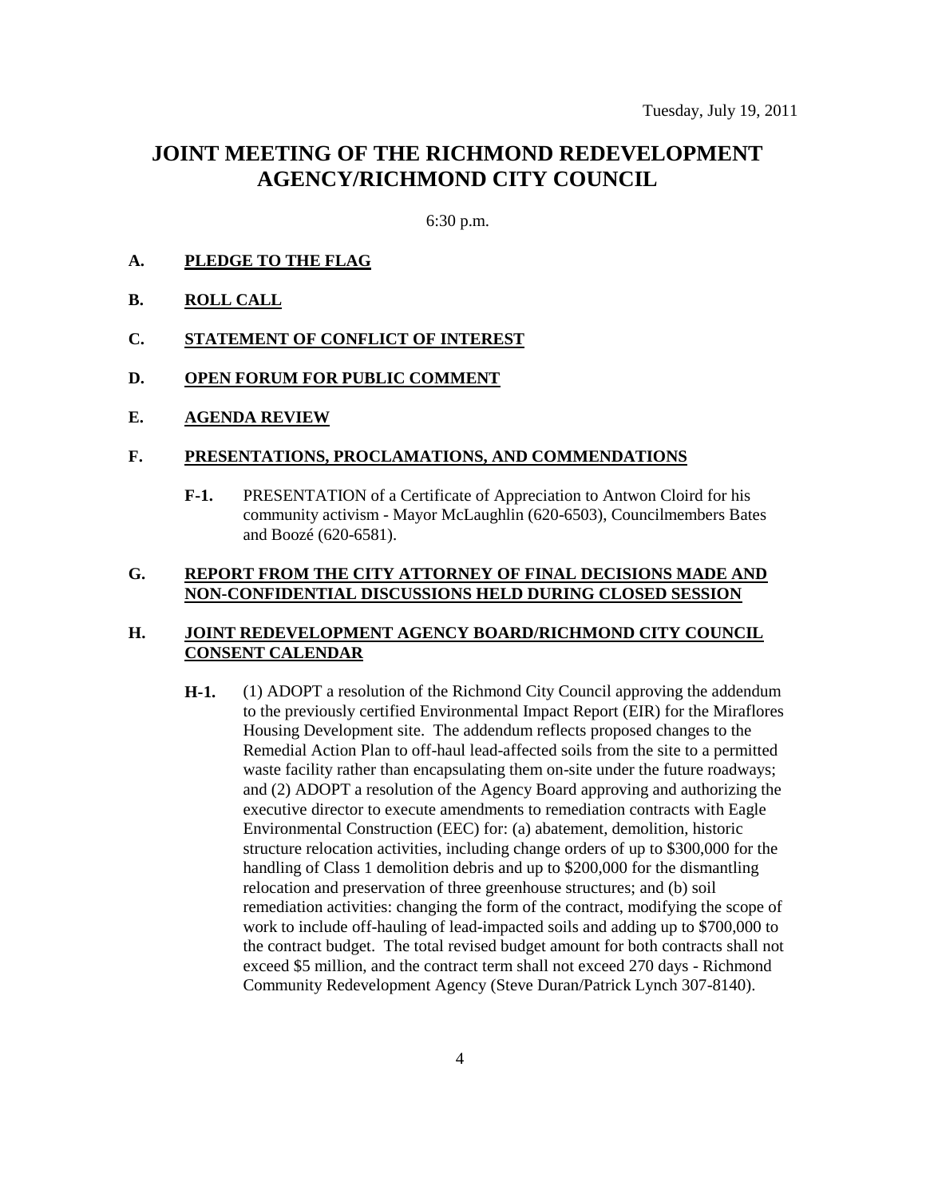Tuesday, July 19, 2011

# JOINT MEETING OF THE RICHMOND REDEVELOPMENT AGENCY/RICHMOND CITY COUNCIL

6:30 p.m.

**A. PLEDGE TO THE FLAG**

**B. ROLL CALL**

**C. STATEMENT OF CONFLICT OF INTEREST**

**D. OPEN FORUM FOR PUBLIC COMMENT**

**E. AGENDA REVIEW**

**F. PRESENTATIONS, PROCLAMATIONS, AND COMMENDATIONS**

**F-1.** PRESENTATION of a Certificate of Appreciation to Antwon Cloird for his community activism - Mayor McLaughlin (620-6503), Councilmembers Bates and Boozé (620-6581).

**G. REPORT FROM THE CITY ATTORNEY OF FINAL DECISIONS MADE AND NON-CONFIDENTIAL DISCUSSIONS HELD DURING CLOSED SESSION**

**H. JOINT REDEVELOPMENT AGENCY BOARD/RICHMOND CITY COUNCIL CONSENT CALENDAR**

**H-1.** (1) ADOPT a resolution of the Richmond City Council approving the addendum to the previously certified Environmental Impact Report (EIR) for the Miraflores Housing Development site. The addendum reflects proposed changes to the Remedial Action Plan to off-haul lead-affected soils from the site to a permitted waste facility rather than encapsulating them on-site under the future roadways; and (2) ADOPT a resolution of the Agency Board approving and authorizing the executive director to execute amendments to remediation contracts with Eagle Environmental Construction (EEC) for: (a) abatement, demolition, historic structure relocation activities, including change orders of up to $300,000 for the handling of Class 1 demolition debris and up to $200,000 for the dismantling relocation and preservation of three greenhouse structures; and (b) soil remediation activities: changing the form of the contract, modifying the scope of work to include off-hauling of lead-impacted soils and adding up to $700,000 to the contract budget. The total revised budget amount for both contracts shall not exceed $5 million, and the contract term shall not exceed 270 days - Richmond Community Redevelopment Agency (Steve Duran/Patrick Lynch 307-8140).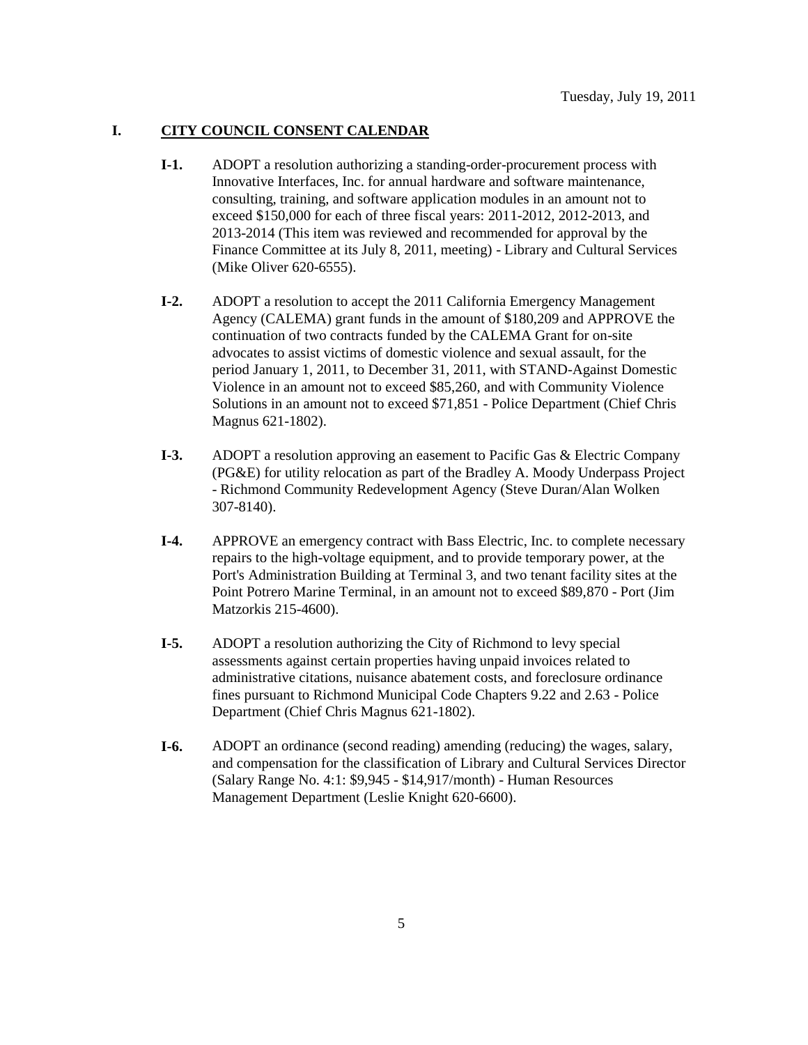Tuesday, July 19, 2011

# I. CITY COUNCIL CONSENT CALENDAR

**I-1.** ADOPT a resolution authorizing a standing-order-procurement process with Innovative Interfaces, Inc. for annual hardware and software maintenance, consulting, training, and software application modules in an amount not to exceed $150,000 for each of three fiscal years: 2011-2012, 2012-2013, and 2013-2014 (This item was reviewed and recommended for approval by the Finance Committee at its July 8, 2011, meeting) - Library and Cultural Services (Mike Oliver 620-6555).

**I-2.** ADOPT a resolution to accept the 2011 California Emergency Management Agency (CALEMA) grant funds in the amount of $180,209 and APPROVE the continuation of two contracts funded by the CALEMA Grant for on-site advocates to assist victims of domestic violence and sexual assault, for the period January 1, 2011, to December 31, 2011, with STAND-Against Domestic Violence in an amount not to exceed $85,260, and with Community Violence Solutions in an amount not to exceed $71,851 - Police Department (Chief Chris Magnus 621-1802).

**I-3.** ADOPT a resolution approving an easement to Pacific Gas & Electric Company (PG&E) for utility relocation as part of the Bradley A. Moody Underpass Project - Richmond Community Redevelopment Agency (Steve Duran/Alan Wolken 307-8140).

**I-4.** APPROVE an emergency contract with Bass Electric, Inc. to complete necessary repairs to the high-voltage equipment, and to provide temporary power, at the Port's Administration Building at Terminal 3, and two tenant facility sites at the Point Potrero Marine Terminal, in an amount not to exceed $89,870 - Port (Jim Matzorkis 215-4600).

**I-5.** ADOPT a resolution authorizing the City of Richmond to levy special assessments against certain properties having unpaid invoices related to administrative citations, nuisance abatement costs, and foreclosure ordinance fines pursuant to Richmond Municipal Code Chapters 9.22 and 2.63 - Police Department (Chief Chris Magnus 621-1802).

**I-6.** ADOPT an ordinance (second reading) amending (reducing) the wages, salary, and compensation for the classification of Library and Cultural Services Director (Salary Range No. 4:1: $9,945 - $14,917/month) - Human Resources Management Department (Leslie Knight 620-6600).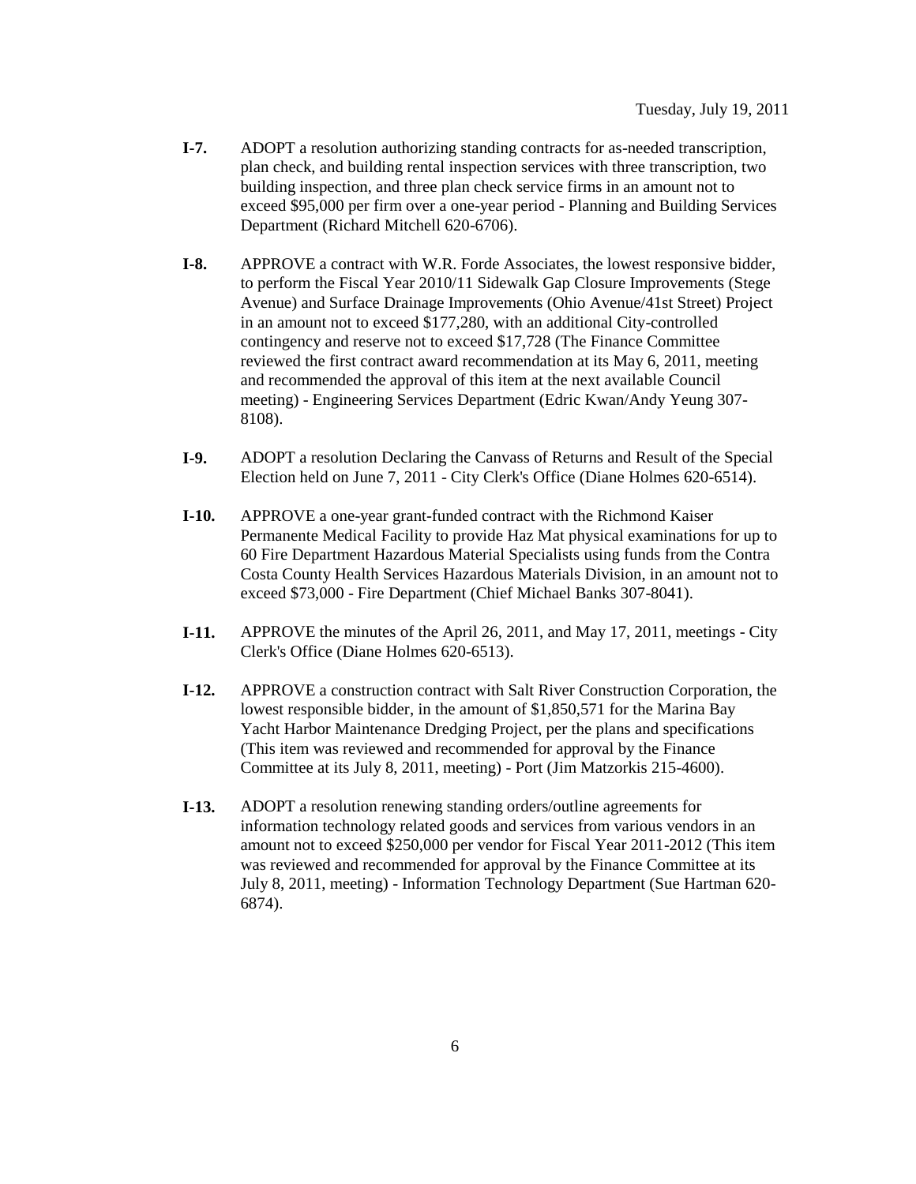**I-7.** ADOPT a resolution authorizing standing contracts for as-needed transcription, plan check, and building rental inspection services with three transcription, two building inspection, and three plan check service firms in an amount not to exceed $95,000 per firm over a one-year period - Planning and Building Services Department (Richard Mitchell 620-6706).

**I-8.** APPROVE a contract with W.R. Forde Associates, the lowest responsive bidder, to perform the Fiscal Year 2010/11 Sidewalk Gap Closure Improvements (Stege Avenue) and Surface Drainage Improvements (Ohio Avenue/41st Street) Project in an amount not to exceed $177,280, with an additional City-controlled contingency and reserve not to exceed $17,728 (The Finance Committee reviewed the first contract award recommendation at its May 6, 2011, meeting and recommended the approval of this item at the next available Council meeting) - Engineering Services Department (Edric Kwan/Andy Yeung 307-8108).

**I-9.** ADOPT a resolution Declaring the Canvass of Returns and Result of the Special Election held on June 7, 2011 - City Clerk's Office (Diane Holmes 620-6514).

**I-10.** APPROVE a one-year grant-funded contract with the Richmond Kaiser Permanente Medical Facility to provide Haz Mat physical examinations for up to 60 Fire Department Hazardous Material Specialists using funds from the Contra Costa County Health Services Hazardous Materials Division, in an amount not to exceed $73,000 - Fire Department (Chief Michael Banks 307-8041).

**I-11.** APPROVE the minutes of the April 26, 2011, and May 17, 2011, meetings - City Clerk's Office (Diane Holmes 620-6513).

**I-12.** APPROVE a construction contract with Salt River Construction Corporation, the lowest responsible bidder, in the amount of $1,850,571 for the Marina Bay Yacht Harbor Maintenance Dredging Project, per the plans and specifications (This item was reviewed and recommended for approval by the Finance Committee at its July 8, 2011, meeting) - Port (Jim Matzorkis 215-4600).

**I-13.** ADOPT a resolution renewing standing orders/outline agreements for information technology related goods and services from various vendors in an amount not to exceed $250,000 per vendor for Fiscal Year 2011-2012 (This item was reviewed and recommended for approval by the Finance Committee at its July 8, 2011, meeting) - Information Technology Department (Sue Hartman 620-6874).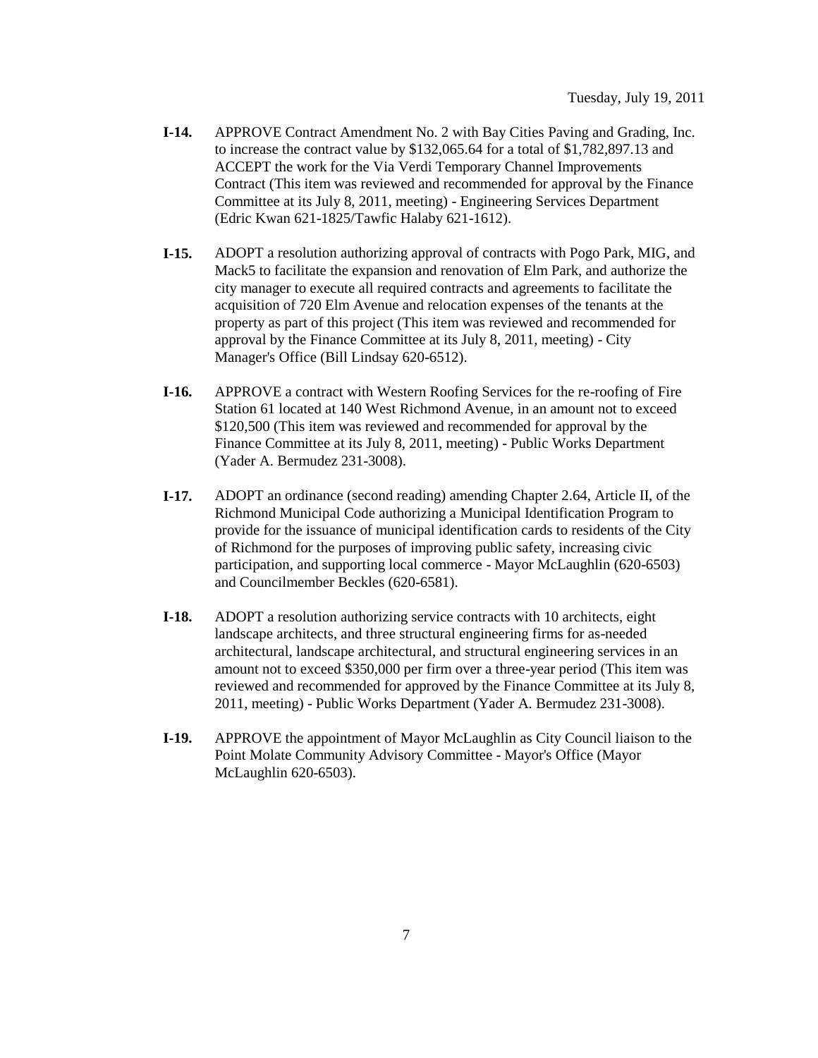**I-14.** APPROVE Contract Amendment No. 2 with Bay Cities Paving and Grading, Inc. to increase the contract value by $132,065.64 for a total of $1,782,897.13 and ACCEPT the work for the Via Verdi Temporary Channel Improvements Contract (This item was reviewed and recommended for approval by the Finance Committee at its July 8, 2011, meeting) - Engineering Services Department (Edric Kwan 621-1825/Tawfic Halaby 621-1612).

**I-15.** ADOPT a resolution authorizing approval of contracts with Pogo Park, MIG, and Mack5 to facilitate the expansion and renovation of Elm Park, and authorize the city manager to execute all required contracts and agreements to facilitate the acquisition of 720 Elm Avenue and relocation expenses of the tenants at the property as part of this project (This item was reviewed and recommended for approval by the Finance Committee at its July 8, 2011, meeting) - City Manager's Office (Bill Lindsay 620-6512).

**I-16.** APPROVE a contract with Western Roofing Services for the re-roofing of Fire Station 61 located at 140 West Richmond Avenue, in an amount not to exceed $120,500 (This item was reviewed and recommended for approval by the Finance Committee at its July 8, 2011, meeting) - Public Works Department (Yader A. Bermudez 231-3008).

**I-17.** ADOPT an ordinance (second reading) amending Chapter 2.64, Article II, of the Richmond Municipal Code authorizing a Municipal Identification Program to provide for the issuance of municipal identification cards to residents of the City of Richmond for the purposes of improving public safety, increasing civic participation, and supporting local commerce - Mayor McLaughlin (620-6503) and Councilmember Beckles (620-6581).

**I-18.** ADOPT a resolution authorizing service contracts with 10 architects, eight landscape architects, and three structural engineering firms for as-needed architectural, landscape architectural, and structural engineering services in an amount not to exceed $350,000 per firm over a three-year period (This item was reviewed and recommended for approved by the Finance Committee at its July 8, 2011, meeting) - Public Works Department (Yader A. Bermudez 231-3008).

**I-19.** APPROVE the appointment of Mayor McLaughlin as City Council liaison to the Point Molate Community Advisory Committee - Mayor's Office (Mayor McLaughlin 620-6503).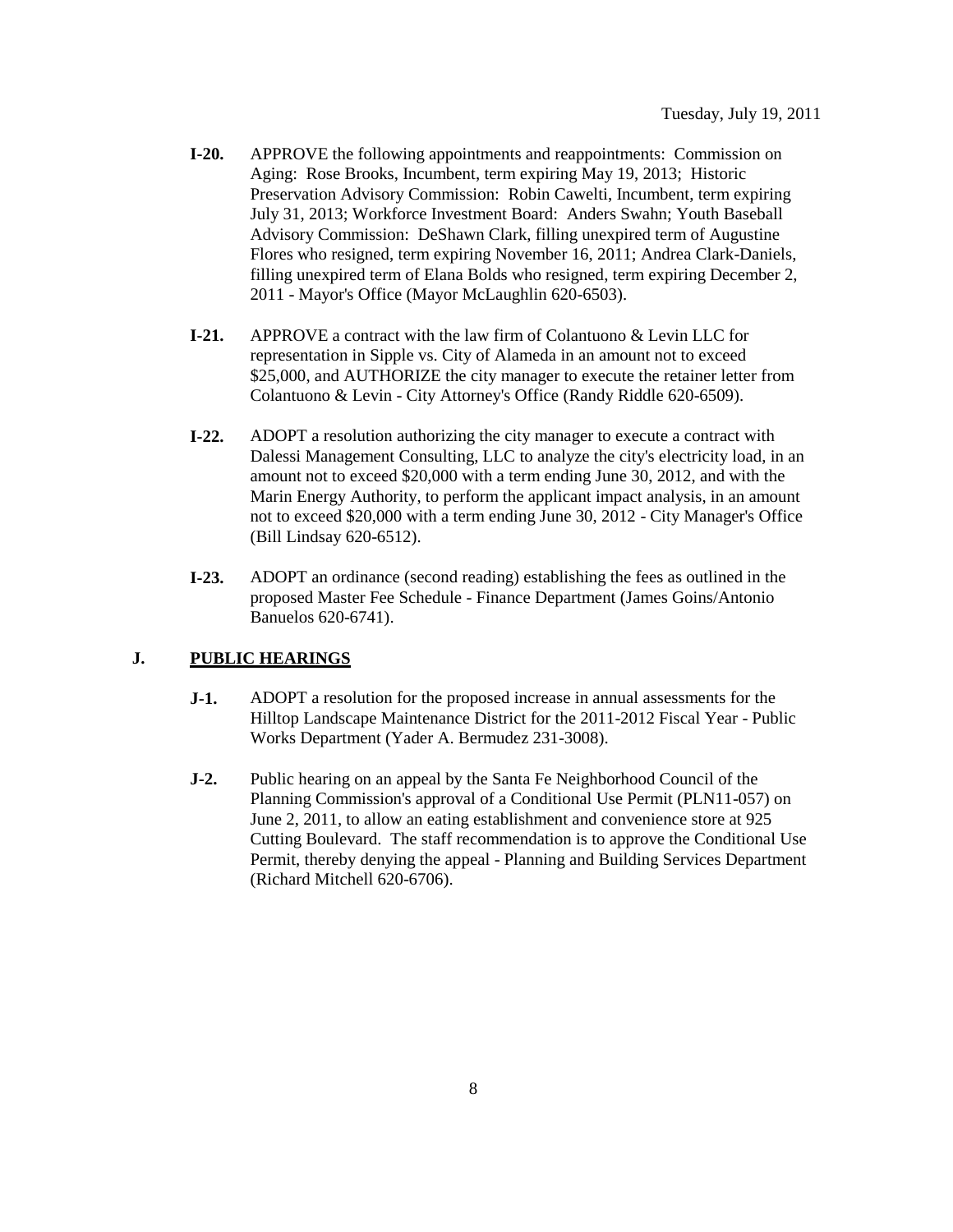Tuesday, July 19, 2011

**I-20.** APPROVE the following appointments and reappointments: Commission on Aging: Rose Brooks, Incumbent, term expiring May 19, 2013; Historic Preservation Advisory Commission: Robin Cawelti, Incumbent, term expiring July 31, 2013; Workforce Investment Board: Anders Swahn; Youth Baseball Advisory Commission: DeShawn Clark, filling unexpired term of Augustine Flores who resigned, term expiring November 16, 2011; Andrea Clark-Daniels, filling unexpired term of Elana Bolds who resigned, term expiring December 2, 2011 - Mayor's Office (Mayor McLaughlin 620-6503).

**I-21.** APPROVE a contract with the law firm of Colantuono & Levin LLC for representation in Sipple vs. City of Alameda in an amount not to exceed $25,000, and AUTHORIZE the city manager to execute the retainer letter from Colantuono & Levin - City Attorney's Office (Randy Riddle 620-6509).

**I-22.** ADOPT a resolution authorizing the city manager to execute a contract with Dalessi Management Consulting, LLC to analyze the city's electricity load, in an amount not to exceed $20,000 with a term ending June 30, 2012, and with the Marin Energy Authority, to perform the applicant impact analysis, in an amount not to exceed $20,000 with a term ending June 30, 2012 - City Manager's Office (Bill Lindsay 620-6512).

**I-23.** ADOPT an ordinance (second reading) establishing the fees as outlined in the proposed Master Fee Schedule - Finance Department (James Goins/Antonio Banuelos 620-6741).

## J. PUBLIC HEARINGS

**J-1.** ADOPT a resolution for the proposed increase in annual assessments for the Hilltop Landscape Maintenance District for the 2011-2012 Fiscal Year - Public Works Department (Yader A. Bermudez 231-3008).

**J-2.** Public hearing on an appeal by the Santa Fe Neighborhood Council of the Planning Commission's approval of a Conditional Use Permit (PLN11-057) on June 2, 2011, to allow an eating establishment and convenience store at 925 Cutting Boulevard. The staff recommendation is to approve the Conditional Use Permit, thereby denying the appeal - Planning and Building Services Department (Richard Mitchell 620-6706).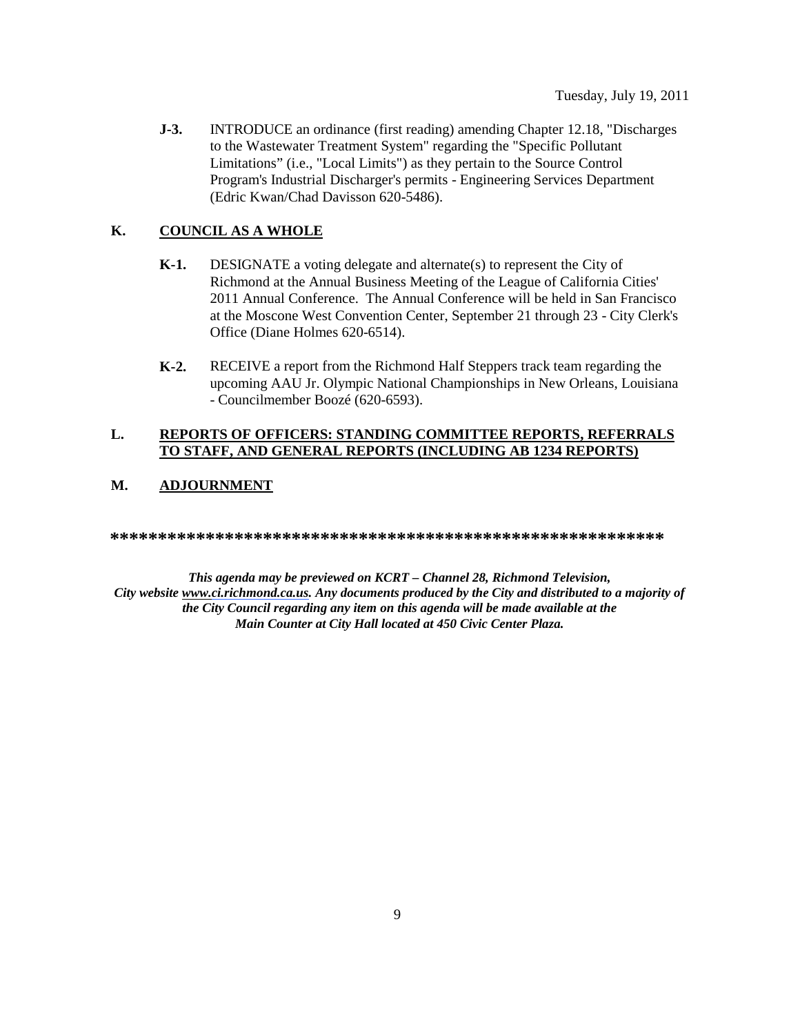**J-3.** INTRODUCE an ordinance (first reading) amending Chapter 12.18, "Discharges to the Wastewater Treatment System" regarding the "Specific Pollutant Limitations" (i.e., "Local Limits") as they pertain to the Source Control Program's Industrial Discharger's permits - Engineering Services Department (Edric Kwan/Chad Davisson 620-5486).

## K. COUNCIL AS A WHOLE

**K-1.** DESIGNATE a voting delegate and alternate(s) to represent the City of Richmond at the Annual Business Meeting of the League of California Cities' 2011 Annual Conference. The Annual Conference will be held in San Francisco at the Moscone West Convention Center, September 21 through 23 - City Clerk's Office (Diane Holmes 620-6514).

**K-2.** RECEIVE a report from the Richmond Half Steppers track team regarding the upcoming AAU Jr. Olympic National Championships in New Orleans, Louisiana - Councilmember Boozé (620-6593).

## L. REPORTS OF OFFICERS: STANDING COMMITTEE REPORTS, REFERRALS TO STAFF, AND GENERAL REPORTS (INCLUDING AB 1234 REPORTS)

## M. ADJOURNMENT

**************************************************************

***This agenda may be previewed on KCRT – Channel 28, Richmond Television, City website www.ci.richmond.ca.us. Any documents produced by the City and distributed to a majority of the City Council regarding any item on this agenda will be made available at the Main Counter at City Hall located at 450 Civic Center Plaza.***